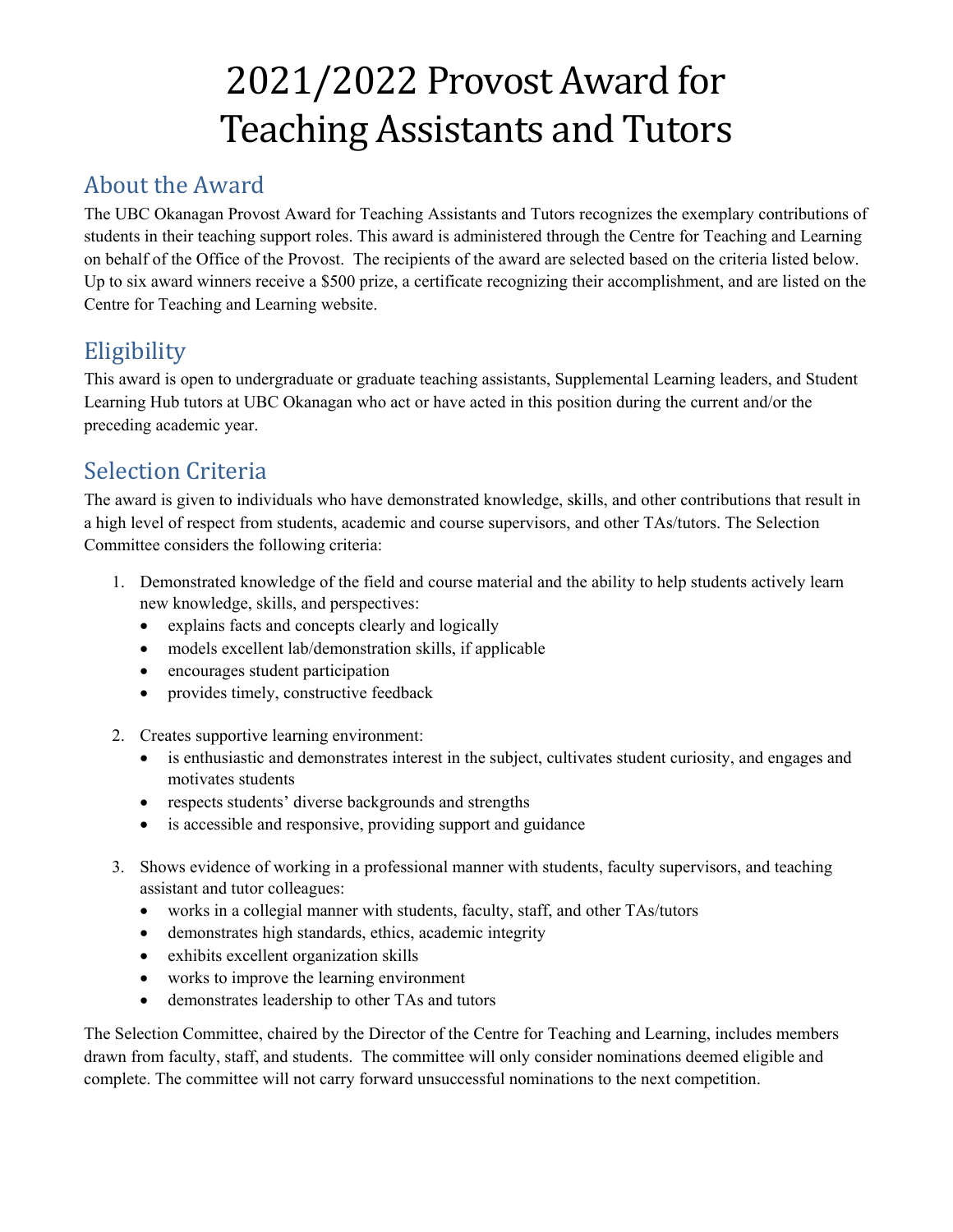# 2021/2022 Provost Award for Teaching Assistants and Tutors

## About the Award

The UBC Okanagan Provost Award for Teaching Assistants and Tutors recognizes the exemplary contributions of students in their teaching support roles. This award is administered through the Centre for Teaching and Learning on behalf of the Office of the Provost. The recipients of the award are selected based on the criteria listed below. Up to six award winners receive a $500 prize, a certificate recognizing their accomplishment, and are listed on the Centre for Teaching and Learning website.

## Eligibility

This award is open to undergraduate or graduate teaching assistants, Supplemental Learning leaders, and Student Learning Hub tutors at UBC Okanagan who act or have acted in this position during the current and/or the preceding academic year.

## Selection Criteria

The award is given to individuals who have demonstrated knowledge, skills, and other contributions that result in a high level of respect from students, academic and course supervisors, and other TAs/tutors. The Selection Committee considers the following criteria:

1. Demonstrated knowledge of the field and course material and the ability to help students actively learn new knowledge, skills, and perspectives:
   - explains facts and concepts clearly and logically
   - models excellent lab/demonstration skills, if applicable
   - encourages student participation
   - provides timely, constructive feedback

2. Creates supportive learning environment:
   - is enthusiastic and demonstrates interest in the subject, cultivates student curiosity, and engages and motivates students
   - respects students' diverse backgrounds and strengths
   - is accessible and responsive, providing support and guidance

3. Shows evidence of working in a professional manner with students, faculty supervisors, and teaching assistant and tutor colleagues:
   - works in a collegial manner with students, faculty, staff, and other TAs/tutors
   - demonstrates high standards, ethics, academic integrity
   - exhibits excellent organization skills
   - works to improve the learning environment
   - demonstrates leadership to other TAs and tutors

The Selection Committee, chaired by the Director of the Centre for Teaching and Learning, includes members drawn from faculty, staff, and students. The committee will only consider nominations deemed eligible and complete. The committee will not carry forward unsuccessful nominations to the next competition.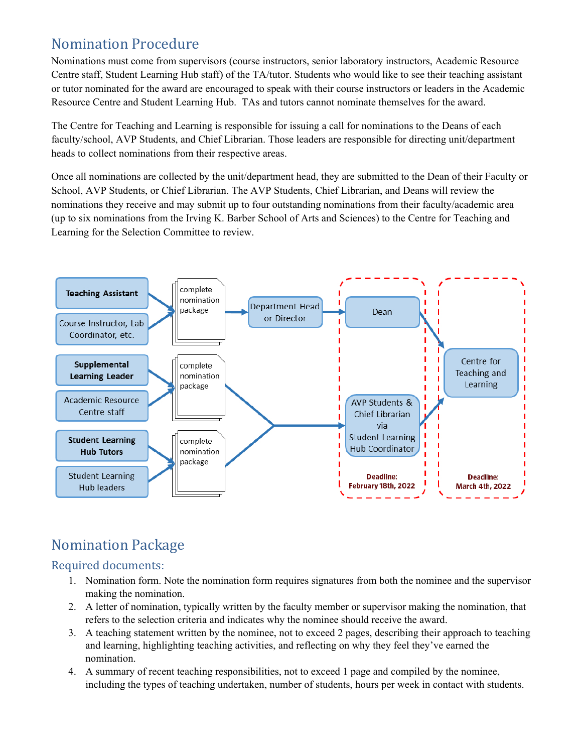## Nomination Procedure

Nominations must come from supervisors (course instructors, senior laboratory instructors, Academic Resource Centre staff, Student Learning Hub staff) of the TA/tutor. Students who would like to see their teaching assistant or tutor nominated for the award are encouraged to speak with their course instructors or leaders in the Academic Resource Centre and Student Learning Hub. TAs and tutors cannot nominate themselves for the award.

The Centre for Teaching and Learning is responsible for issuing a call for nominations to the Deans of each faculty/school, AVP Students, and Chief Librarian. Those leaders are responsible for directing unit/department heads to collect nominations from their respective areas.

Once all nominations are collected by the unit/department head, they are submitted to the Dean of their Faculty or School, AVP Students, or Chief Librarian. The AVP Students, Chief Librarian, and Deans will review the nominations they receive and may submit up to four outstanding nominations from their faculty/academic area (up to six nominations from the Irving K. Barber School of Arts and Sciences) to the Centre for Teaching and Learning for the Selection Committee to review.

Teaching Assistant

Course Instructor, Lab Coordinator, etc.

complete nomination package

Department Head or Director

Dean

Centre for Teaching and Learning

Supplemental Learning Leader

Academic Resource Centre staff

complete nomination package

Student Learning Hub Tutors

Student Learning Hub leaders

complete nomination package

AVP Students & Chief Librarian via Student Learning Hub Coordinator

Deadline: February 18th, 2022

Deadline: March 4th, 2022

## Nomination Package

### Required documents:

1. Nomination form. Note the nomination form requires signatures from both the nominee and the supervisor making the nomination.
2. A letter of nomination, typically written by the faculty member or supervisor making the nomination, that refers to the selection criteria and indicates why the nominee should receive the award.
3. A teaching statement written by the nominee, not to exceed 2 pages, describing their approach to teaching and learning, highlighting teaching activities, and reflecting on why they feel they've earned the nomination.
4. A summary of recent teaching responsibilities, not to exceed 1 page and compiled by the nominee, including the types of teaching undertaken, number of students, hours per week in contact with students.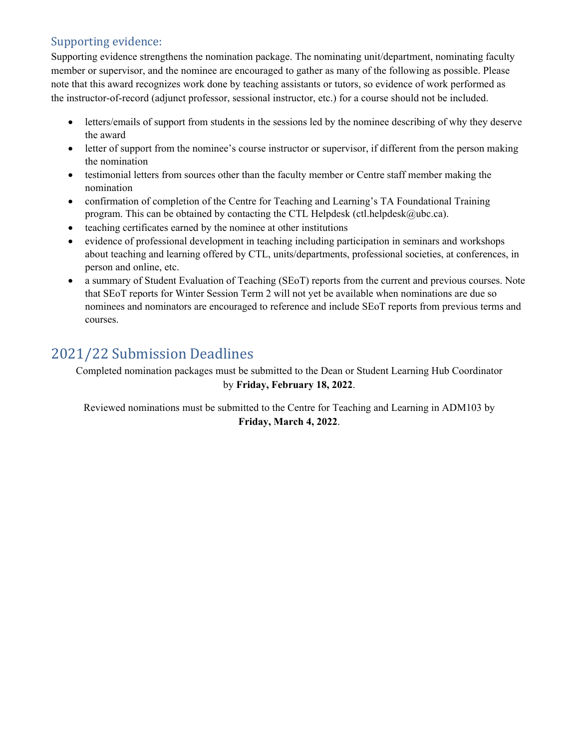### Supporting evidence:

Supporting evidence strengthens the nomination package. The nominating unit/department, nominating faculty member or supervisor, and the nominee are encouraged to gather as many of the following as possible. Please note that this award recognizes work done by teaching assistants or tutors, so evidence of work performed as the instructor-of-record (adjunct professor, sessional instructor, etc.) for a course should not be included.

- letters/emails of support from students in the sessions led by the nominee describing of why they deserve the award
- letter of support from the nominee's course instructor or supervisor, if different from the person making the nomination
- testimonial letters from sources other than the faculty member or Centre staff member making the nomination
- confirmation of completion of the Centre for Teaching and Learning's TA Foundational Training program. This can be obtained by contacting the CTL Helpdesk (ctl.helpdesk@ubc.ca).
- teaching certificates earned by the nominee at other institutions
- evidence of professional development in teaching including participation in seminars and workshops about teaching and learning offered by CTL, units/departments, professional societies, at conferences, in person and online, etc.
- a summary of Student Evaluation of Teaching (SEoT) reports from the current and previous courses. Note that SEoT reports for Winter Session Term 2 will not yet be available when nominations are due so nominees and nominators are encouraged to reference and include SEoT reports from previous terms and courses.

## 2021/22 Submission Deadlines

Completed nomination packages must be submitted to the Dean or Student Learning Hub Coordinator by **Friday, February 18, 2022**.

Reviewed nominations must be submitted to the Centre for Teaching and Learning in ADM103 by **Friday, March 4, 2022**.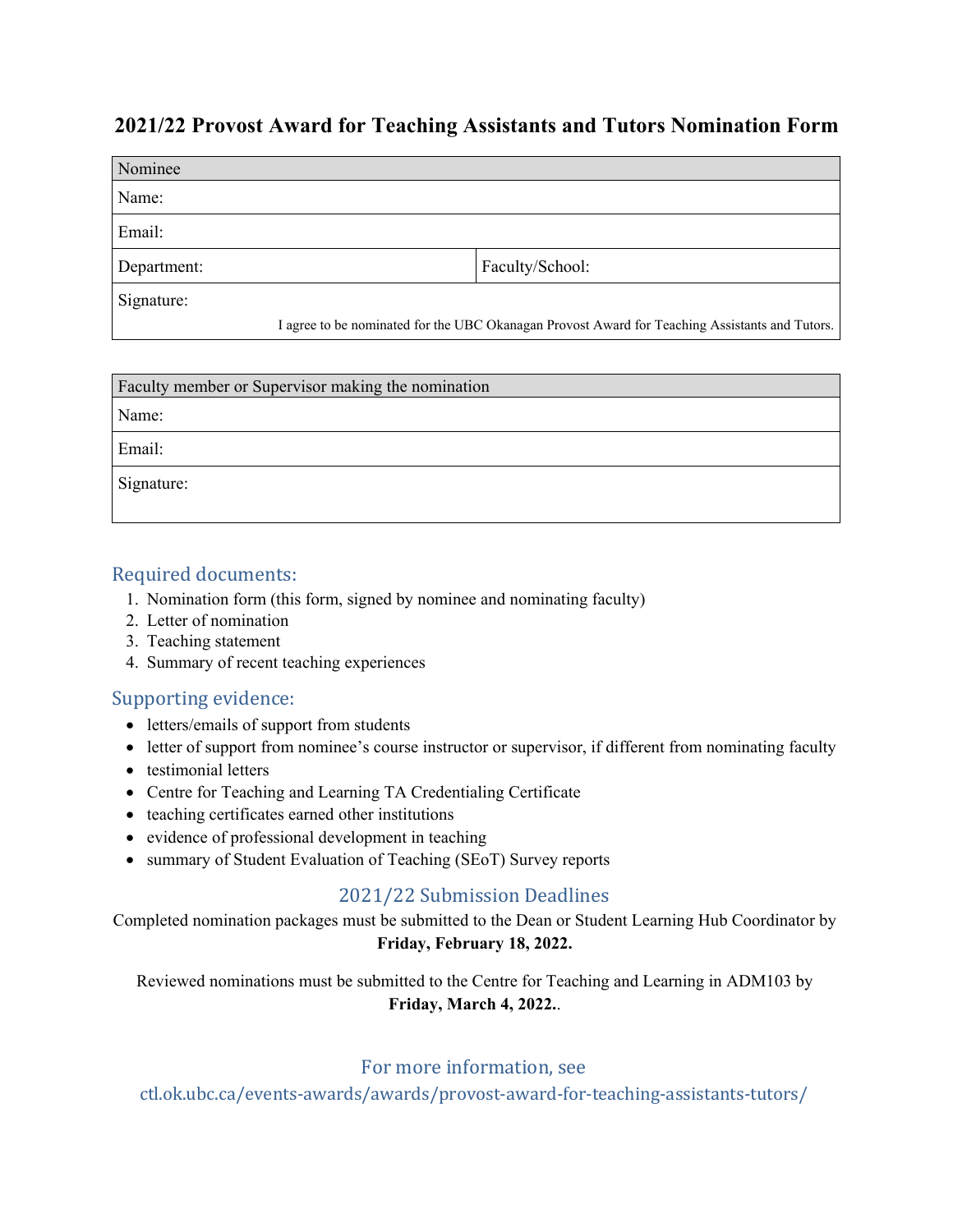# 2021/22 Provost Award for Teaching Assistants and Tutors Nomination Form

| Nominee | |
|---|---|
| Name: | |
| Email: | |
| Department: | Faculty/School: |
| Signature: I agree to be nominated for the UBC Okanagan Provost Award for Teaching Assistants and Tutors. | |

| Faculty member or Supervisor making the nomination |
|---|
| Name: |
| Email: |
| Signature: |

## Required documents:

1. Nomination form (this form, signed by nominee and nominating faculty)
2. Letter of nomination
3. Teaching statement
4. Summary of recent teaching experiences

## Supporting evidence:

- letters/emails of support from students
- letter of support from nominee's course instructor or supervisor, if different from nominating faculty
- testimonial letters
- Centre for Teaching and Learning TA Credentialing Certificate
- teaching certificates earned other institutions
- evidence of professional development in teaching
- summary of Student Evaluation of Teaching (SEoT) Survey reports

## 2021/22 Submission Deadlines

Completed nomination packages must be submitted to the Dean or Student Learning Hub Coordinator by **Friday, February 18, 2022.**

Reviewed nominations must be submitted to the Centre for Teaching and Learning in ADM103 by **Friday, March 4, 2022.**.

For more information, see

ctl.ok.ubc.ca/events-awards/awards/provost-award-for-teaching-assistants-tutors/